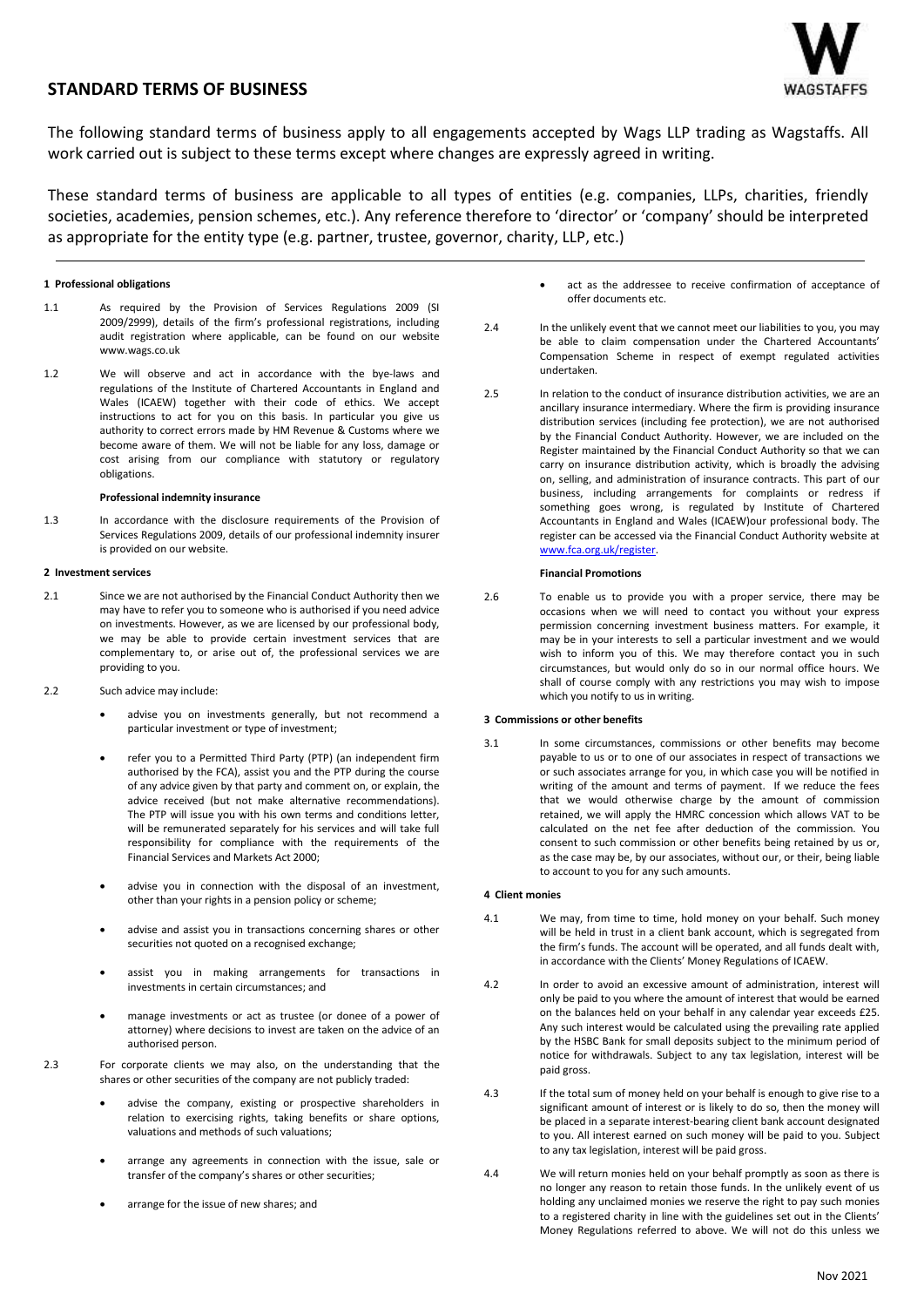# STANDARD TERMS OF BUSINESS

WAGSTAFFS

The following standard terms of business apply to all engagements accepted by Wags LLP trading as Wagstaffs. All work carried out is subject to these terms except where changes are expressly agreed in writing.

These standard terms of business are applicable to all types of entities (e.g. companies, LLPs, charities, friendly societies, academies, pension schemes, etc.). Any reference therefore to 'director' or 'company' should be interpreted as appropriate for the entity type (e.g. partner, trustee, governor, charity, LLP, etc.)

## 1 Professional obligations

1.1 As required by the Provision of Services Regulations 2009 (SI 2009/2999), details of the firm's professional registrations, including audit registration where applicable, can be found on our website www.wags.co.uk

1.2 We will observe and act in accordance with the bye-laws and regulations of the Institute of Chartered Accountants in England and Wales (ICAEW) together with their code of ethics. We accept instructions to act for you on this basis. In particular you give us authority to correct errors made by HM Revenue & Customs where we become aware of them. We will not be liable for any loss, damage or cost arising from our compliance with statutory or regulatory obligations.

### Professional indemnity insurance

1.3 In accordance with the disclosure requirements of the Provision of Services Regulations 2009, details of our professional indemnity insurer is provided on our website.

## 2 Investment services

2.1 Since we are not authorised by the Financial Conduct Authority then we may have to refer you to someone who is authorised if you need advice on investments. However, as we are licensed by our professional body, we may be able to provide certain investment services that are complementary to, or arise out of, the professional services we are providing to you.

2.2 Such advice may include:

- advise you on investments generally, but not recommend a particular investment or type of investment;
- refer you to a Permitted Third Party (PTP) (an independent firm authorised by the FCA), assist you and the PTP during the course of any advice given by that party and comment on, or explain, the advice received (but not make alternative recommendations). The PTP will issue you with his own terms and conditions letter, will be remunerated separately for his services and will take full responsibility for compliance with the requirements of the Financial Services and Markets Act 2000;
- advise you in connection with the disposal of an investment, other than your rights in a pension policy or scheme;
- advise and assist you in transactions concerning shares or other securities not quoted on a recognised exchange;
- assist you in making arrangements for transactions in investments in certain circumstances; and
- manage investments or act as trustee (or donee of a power of attorney) where decisions to invest are taken on the advice of an authorised person.

2.3 For corporate clients we may also, on the understanding that the shares or other securities of the company are not publicly traded:

- advise the company, existing or prospective shareholders in relation to exercising rights, taking benefits or share options, valuations and methods of such valuations;
- arrange any agreements in connection with the issue, sale or transfer of the company's shares or other securities;
- arrange for the issue of new shares; and
- act as the addressee to receive confirmation of acceptance of offer documents etc.

2.4 In the unlikely event that we cannot meet our liabilities to you, you may be able to claim compensation under the Chartered Accountants' Compensation Scheme in respect of exempt regulated activities undertaken.

2.5 In relation to the conduct of insurance distribution activities, we are an ancillary insurance intermediary. Where the firm is providing insurance distribution services (including fee protection), we are not authorised by the Financial Conduct Authority. However, we are included on the Register maintained by the Financial Conduct Authority so that we can carry on insurance distribution activity, which is broadly the advising on, selling, and administration of insurance contracts. This part of our business, including arrangements for complaints or redress if something goes wrong, is regulated by Institute of Chartered Accountants in England and Wales (ICAEW)our professional body. The register can be accessed via the Financial Conduct Authority website at www.fca.org.uk/register.

### Financial Promotions

2.6 To enable us to provide you with a proper service, there may be occasions when we will need to contact you without your express permission concerning investment business matters. For example, it may be in your interests to sell a particular investment and we would wish to inform you of this. We may therefore contact you in such circumstances, but would only do so in our normal office hours. We shall of course comply with any restrictions you may wish to impose which you notify to us in writing.

## 3 Commissions or other benefits

3.1 In some circumstances, commissions or other benefits may become payable to us or to one of our associates in respect of transactions we or such associates arrange for you, in which case you will be notified in writing of the amount and terms of payment. If we reduce the fees that we would otherwise charge by the amount of commission retained, we will apply the HMRC concession which allows VAT to be calculated on the net fee after deduction of the commission. You consent to such commission or other benefits being retained by us or, as the case may be, by our associates, without our, or their, being liable to account to you for any such amounts.

## 4 Client monies

4.1 We may, from time to time, hold money on your behalf. Such money will be held in trust in a client bank account, which is segregated from the firm's funds. The account will be operated, and all funds dealt with, in accordance with the Clients' Money Regulations of ICAEW.

4.2 In order to avoid an excessive amount of administration, interest will only be paid to you where the amount of interest that would be earned on the balances held on your behalf in any calendar year exceeds £25. Any such interest would be calculated using the prevailing rate applied by the HSBC Bank for small deposits subject to the minimum period of notice for withdrawals. Subject to any tax legislation, interest will be paid gross.

4.3 If the total sum of money held on your behalf is enough to give rise to a significant amount of interest or is likely to do so, then the money will be placed in a separate interest-bearing client bank account designated to you. All interest earned on such money will be paid to you. Subject to any tax legislation, interest will be paid gross.

4.4 We will return monies held on your behalf promptly as soon as there is no longer any reason to retain those funds. In the unlikely event of us holding any unclaimed monies we reserve the right to pay such monies to a registered charity in line with the guidelines set out in the Clients' Money Regulations referred to above. We will not do this unless we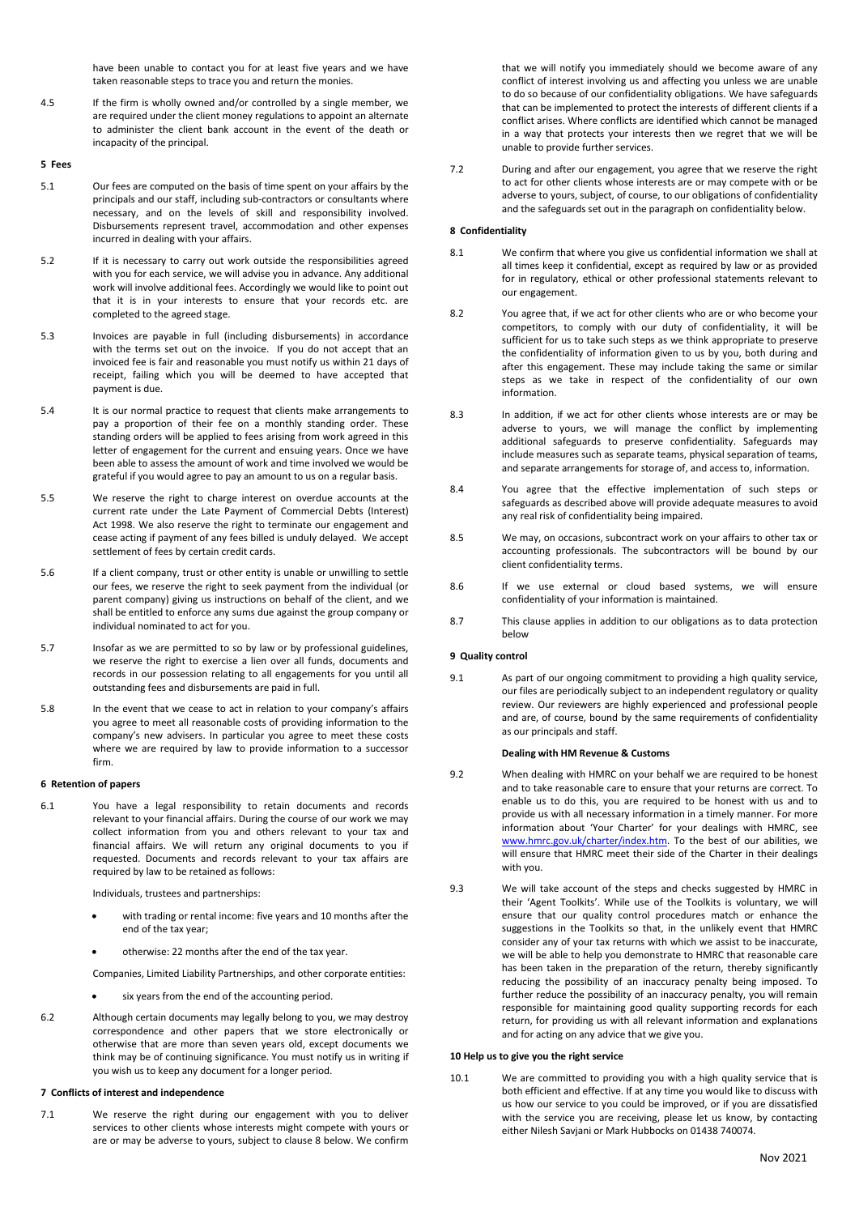have been unable to contact you for at least five years and we have taken reasonable steps to trace you and return the monies.

4.5 If the firm is wholly owned and/or controlled by a single member, we are required under the client money regulations to appoint an alternate to administer the client bank account in the event of the death or incapacity of the principal.

**5 Fees**

5.1 Our fees are computed on the basis of time spent on your affairs by the principals and our staff, including sub-contractors or consultants where necessary, and on the levels of skill and responsibility involved. Disbursements represent travel, accommodation and other expenses incurred in dealing with your affairs.

5.2 If it is necessary to carry out work outside the responsibilities agreed with you for each service, we will advise you in advance. Any additional work will involve additional fees. Accordingly we would like to point out that it is in your interests to ensure that your records etc. are completed to the agreed stage.

5.3 Invoices are payable in full (including disbursements) in accordance with the terms set out on the invoice. If you do not accept that an invoiced fee is fair and reasonable you must notify us within 21 days of receipt, failing which you will be deemed to have accepted that payment is due.

5.4 It is our normal practice to request that clients make arrangements to pay a proportion of their fee on a monthly standing order. These standing orders will be applied to fees arising from work agreed in this letter of engagement for the current and ensuing years. Once we have been able to assess the amount of work and time involved we would be grateful if you would agree to pay an amount to us on a regular basis.

5.5 We reserve the right to charge interest on overdue accounts at the current rate under the Late Payment of Commercial Debts (Interest) Act 1998. We also reserve the right to terminate our engagement and cease acting if payment of any fees billed is unduly delayed. We accept settlement of fees by certain credit cards.

5.6 If a client company, trust or other entity is unable or unwilling to settle our fees, we reserve the right to seek payment from the individual (or parent company) giving us instructions on behalf of the client, and we shall be entitled to enforce any sums due against the group company or individual nominated to act for you.

5.7 Insofar as we are permitted to so by law or by professional guidelines, we reserve the right to exercise a lien over all funds, documents and records in our possession relating to all engagements for you until all outstanding fees and disbursements are paid in full.

5.8 In the event that we cease to act in relation to your company's affairs you agree to meet all reasonable costs of providing information to the company's new advisers. In particular you agree to meet these costs where we are required by law to provide information to a successor firm.

**6 Retention of papers**

6.1 You have a legal responsibility to retain documents and records relevant to your financial affairs. During the course of our work we may collect information from you and others relevant to your tax and financial affairs. We will return any original documents to you if requested. Documents and records relevant to your tax affairs are required by law to be retained as follows:

Individuals, trustees and partnerships:

- with trading or rental income: five years and 10 months after the end of the tax year;
- otherwise: 22 months after the end of the tax year.

Companies, Limited Liability Partnerships, and other corporate entities:

- six years from the end of the accounting period.

6.2 Although certain documents may legally belong to you, we may destroy correspondence and other papers that we store electronically or otherwise that are more than seven years old, except documents we think may be of continuing significance. You must notify us in writing if you wish us to keep any document for a longer period.

**7 Conflicts of interest and independence**

7.1 We reserve the right during our engagement with you to deliver services to other clients whose interests might compete with yours or are or may be adverse to yours, subject to clause 8 below. We confirm that we will notify you immediately should we become aware of any conflict of interest involving us and affecting you unless we are unable to do so because of our confidentiality obligations. We have safeguards that can be implemented to protect the interests of different clients if a conflict arises. Where conflicts are identified which cannot be managed in a way that protects your interests then we regret that we will be unable to provide further services.

7.2 During and after our engagement, you agree that we reserve the right to act for other clients whose interests are or may compete with or be adverse to yours, subject, of course, to our obligations of confidentiality and the safeguards set out in the paragraph on confidentiality below.

**8 Confidentiality**

8.1 We confirm that where you give us confidential information we shall at all times keep it confidential, except as required by law or as provided for in regulatory, ethical or other professional statements relevant to our engagement.

8.2 You agree that, if we act for other clients who are or who become your competitors, to comply with our duty of confidentiality, it will be sufficient for us to take such steps as we think appropriate to preserve the confidentiality of information given to us by you, both during and after this engagement. These may include taking the same or similar steps as we take in respect of the confidentiality of our own information.

8.3 In addition, if we act for other clients whose interests are or may be adverse to yours, we will manage the conflict by implementing additional safeguards to preserve confidentiality. Safeguards may include measures such as separate teams, physical separation of teams, and separate arrangements for storage of, and access to, information.

8.4 You agree that the effective implementation of such steps or safeguards as described above will provide adequate measures to avoid any real risk of confidentiality being impaired.

8.5 We may, on occasions, subcontract work on your affairs to other tax or accounting professionals. The subcontractors will be bound by our client confidentiality terms.

8.6 If we use external or cloud based systems, we will ensure confidentiality of your information is maintained.

8.7 This clause applies in addition to our obligations as to data protection below

**9 Quality control**

9.1 As part of our ongoing commitment to providing a high quality service, our files are periodically subject to an independent regulatory or quality review. Our reviewers are highly experienced and professional people and are, of course, bound by the same requirements of confidentiality as our principals and staff.

**Dealing with HM Revenue & Customs**

9.2 When dealing with HMRC on your behalf we are required to be honest and to take reasonable care to ensure that your returns are correct. To enable us to do this, you are required to be honest with us and to provide us with all necessary information in a timely manner. For more information about 'Your Charter' for your dealings with HMRC, see www.hmrc.gov.uk/charter/index.htm. To the best of our abilities, we will ensure that HMRC meet their side of the Charter in their dealings with you.

9.3 We will take account of the steps and checks suggested by HMRC in their 'Agent Toolkits'. While use of the Toolkits is voluntary, we will ensure that our quality control procedures match or enhance the suggestions in the Toolkits so that, in the unlikely event that HMRC consider any of your tax returns with which we assist to be inaccurate, we will be able to help you demonstrate to HMRC that reasonable care has been taken in the preparation of the return, thereby significantly reducing the possibility of an inaccuracy penalty being imposed. To further reduce the possibility of an inaccuracy penalty, you will remain responsible for maintaining good quality supporting records for each return, for providing us with all relevant information and explanations and for acting on any advice that we give you.

**10 Help us to give you the right service**

10.1 We are committed to providing you with a high quality service that is both efficient and effective. If at any time you would like to discuss with us how our service to you could be improved, or if you are dissatisfied with the service you are receiving, please let us know, by contacting either Nilesh Savjani or Mark Hubbocks on 01438 740074.

Nov 2021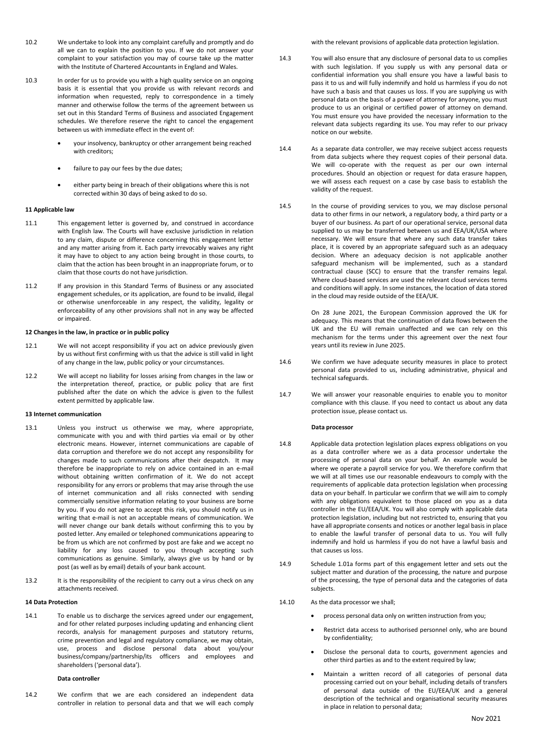10.2 We undertake to look into any complaint carefully and promptly and do all we can to explain the position to you. If we do not answer your complaint to your satisfaction you may of course take up the matter with the Institute of Chartered Accountants in England and Wales.

10.3 In order for us to provide you with a high quality service on an ongoing basis it is essential that you provide us with relevant records and information when requested, reply to correspondence in a timely manner and otherwise follow the terms of the agreement between us set out in this Standard Terms of Business and associated Engagement schedules. We therefore reserve the right to cancel the engagement between us with immediate effect in the event of:

- your insolvency, bankruptcy or other arrangement being reached with creditors;
- failure to pay our fees by the due dates;
- either party being in breach of their obligations where this is not corrected within 30 days of being asked to do so.

**11 Applicable law**

11.1 This engagement letter is governed by, and construed in accordance with English law. The Courts will have exclusive jurisdiction in relation to any claim, dispute or difference concerning this engagement letter and any matter arising from it. Each party irrevocably waives any right it may have to object to any action being brought in those courts, to claim that the action has been brought in an inappropriate forum, or to claim that those courts do not have jurisdiction.

11.2 If any provision in this Standard Terms of Business or any associated engagement schedules, or its application, are found to be invalid, illegal or otherwise unenforceable in any respect, the validity, legality or enforceability of any other provisions shall not in any way be affected or impaired.

**12 Changes in the law, in practice or in public policy**

12.1 We will not accept responsibility if you act on advice previously given by us without first confirming with us that the advice is still valid in light of any change in the law, public policy or your circumstances.

12.2 We will accept no liability for losses arising from changes in the law or the interpretation thereof, practice, or public policy that are first published after the date on which the advice is given to the fullest extent permitted by applicable law.

**13 Internet communication**

13.1 Unless you instruct us otherwise we may, where appropriate, communicate with you and with third parties via email or by other electronic means. However, internet communications are capable of data corruption and therefore we do not accept any responsibility for changes made to such communications after their despatch. It may therefore be inappropriate to rely on advice contained in an e-mail without obtaining written confirmation of it. We do not accept responsibility for any errors or problems that may arise through the use of internet communication and all risks connected with sending commercially sensitive information relating to your business are borne by you. If you do not agree to accept this risk, you should notify us in writing that e-mail is not an acceptable means of communication. We will never change our bank details without confirming this to you by posted letter. Any emailed or telephoned communications appearing to be from us which are not confirmed by post are fake and we accept no liability for any loss caused to you through accepting such communications as genuine. Similarly, always give us by hand or by post (as well as by email) details of your bank account.

13.2 It is the responsibility of the recipient to carry out a virus check on any attachments received.

**14 Data Protection**

14.1 To enable us to discharge the services agreed under our engagement, and for other related purposes including updating and enhancing client records, analysis for management purposes and statutory returns, crime prevention and legal and regulatory compliance, we may obtain, use, process and disclose personal data about you/your business/company/partnership/its officers and employees and shareholders ('personal data').

**Data controller**

14.2 We confirm that we are each considered an independent data controller in relation to personal data and that we will each comply with the relevant provisions of applicable data protection legislation.

14.3 You will also ensure that any disclosure of personal data to us complies with such legislation. If you supply us with any personal data or confidential information you shall ensure you have a lawful basis to pass it to us and will fully indemnify and hold us harmless if you do not have such a basis and that causes us loss. If you are supplying us with personal data on the basis of a power of attorney for anyone, you must produce to us an original or certified power of attorney on demand. You must ensure you have provided the necessary information to the relevant data subjects regarding its use. You may refer to our privacy notice on our website.

14.4 As a separate data controller, we may receive subject access requests from data subjects where they request copies of their personal data. We will co-operate with the request as per our own internal procedures. Should an objection or request for data erasure happen, we will assess each request on a case by case basis to establish the validity of the request.

14.5 In the course of providing services to you, we may disclose personal data to other firms in our network, a regulatory body, a third party or a buyer of our business. As part of our operational service, personal data supplied to us may be transferred between us and EEA/UK/USA where necessary. We will ensure that where any such data transfer takes place, it is covered by an appropriate safeguard such as an adequacy decision. Where an adequacy decision is not applicable another safeguard mechanism will be implemented, such as a standard contractual clause (SCC) to ensure that the transfer remains legal. Where cloud-based services are used the relevant cloud services terms and conditions will apply. In some instances, the location of data stored in the cloud may reside outside of the EEA/UK.

On 28 June 2021, the European Commission approved the UK for adequacy. This means that the continuation of data flows between the UK and the EU will remain unaffected and we can rely on this mechanism for the terms under this agreement over the next four years until its review in June 2025.

14.6 We confirm we have adequate security measures in place to protect personal data provided to us, including administrative, physical and technical safeguards.

14.7 We will answer your reasonable enquiries to enable you to monitor compliance with this clause. If you need to contact us about any data protection issue, please contact us.

**Data processor**

14.8 Applicable data protection legislation places express obligations on you as a data controller where we as a data processor undertake the processing of personal data on your behalf. An example would be where we operate a payroll service for you. We therefore confirm that we will at all times use our reasonable endeavours to comply with the requirements of applicable data protection legislation when processing data on your behalf. In particular we confirm that we will aim to comply with any obligations equivalent to those placed on you as a data controller in the EU/EEA/UK. You will also comply with applicable data protection legislation, including but not restricted to, ensuring that you have all appropriate consents and notices or another legal basis in place to enable the lawful transfer of personal data to us. You will fully indemnify and hold us harmless if you do not have a lawful basis and that causes us loss.

14.9 Schedule 1.01a forms part of this engagement letter and sets out the subject matter and duration of the processing, the nature and purpose of the processing, the type of personal data and the categories of data subjects.

14.10 As the data processor we shall;

- process personal data only on written instruction from you;
- Restrict data access to authorised personnel only, who are bound by confidentiality;
- Disclose the personal data to courts, government agencies and other third parties as and to the extent required by law;
- Maintain a written record of all categories of personal data processing carried out on your behalf, including details of transfers of personal data outside of the EU/EEA/UK and a general description of the technical and organisational security measures in place in relation to personal data;

Nov 2021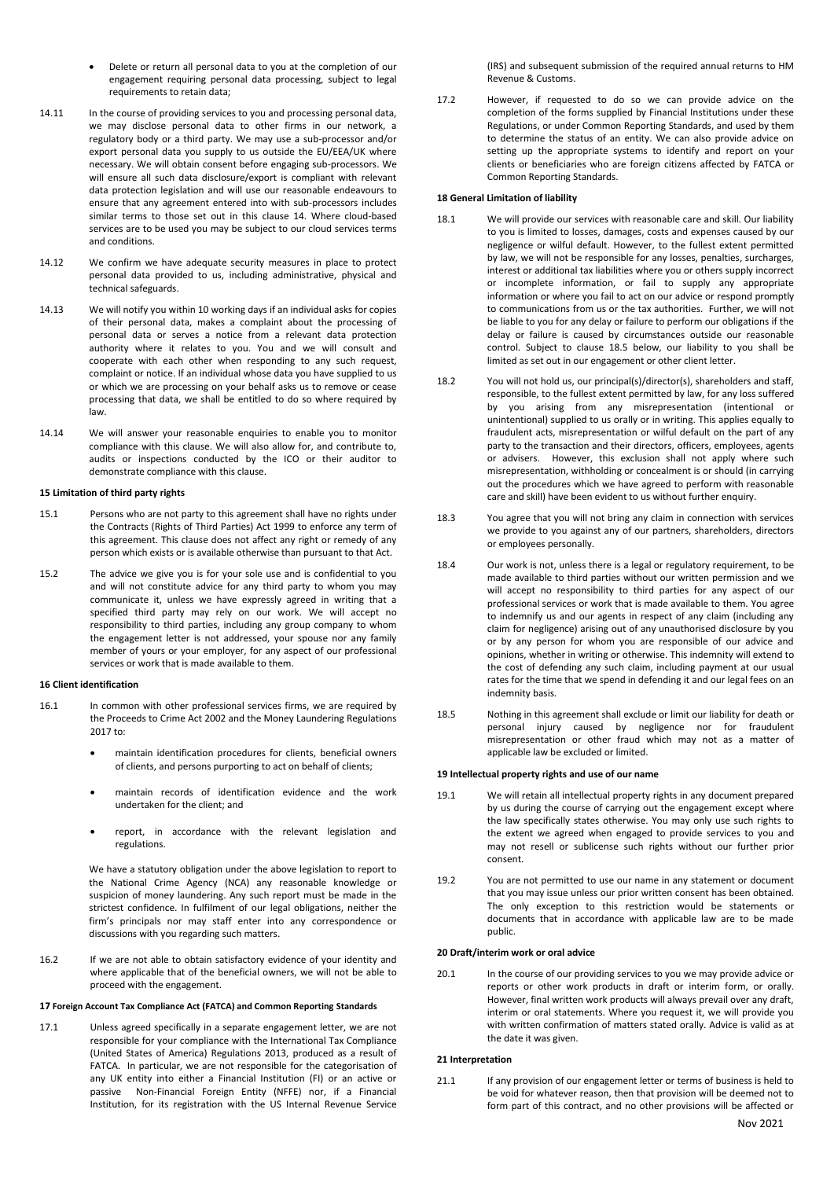- Delete or return all personal data to you at the completion of our engagement requiring personal data processing, subject to legal requirements to retain data;

14.11 In the course of providing services to you and processing personal data, we may disclose personal data to other firms in our network, a regulatory body or a third party. We may use a sub-processor and/or export personal data you supply to us outside the EU/EEA/UK where necessary. We will obtain consent before engaging sub-processors. We will ensure all such data disclosure/export is compliant with relevant data protection legislation and will use our reasonable endeavours to ensure that any agreement entered into with sub-processors includes similar terms to those set out in this clause 14. Where cloud-based services are to be used you may be subject to our cloud services terms and conditions.

14.12 We confirm we have adequate security measures in place to protect personal data provided to us, including administrative, physical and technical safeguards.

14.13 We will notify you within 10 working days if an individual asks for copies of their personal data, makes a complaint about the processing of personal data or serves a notice from a relevant data protection authority where it relates to you. You and we will consult and cooperate with each other when responding to any such request, complaint or notice. If an individual whose data you have supplied to us or which we are processing on your behalf asks us to remove or cease processing that data, we shall be entitled to do so where required by law.

14.14 We will answer your reasonable enquiries to enable you to monitor compliance with this clause. We will also allow for, and contribute to, audits or inspections conducted by the ICO or their auditor to demonstrate compliance with this clause.

**15 Limitation of third party rights**

15.1 Persons who are not party to this agreement shall have no rights under the Contracts (Rights of Third Parties) Act 1999 to enforce any term of this agreement. This clause does not affect any right or remedy of any person which exists or is available otherwise than pursuant to that Act.

15.2 The advice we give you is for your sole use and is confidential to you and will not constitute advice for any third party to whom you may communicate it, unless we have expressly agreed in writing that a specified third party may rely on our work. We will accept no responsibility to third parties, including any group company to whom the engagement letter is not addressed, your spouse nor any family member of yours or your employer, for any aspect of our professional services or work that is made available to them.

**16 Client identification**

16.1 In common with other professional services firms, we are required by the Proceeds to Crime Act 2002 and the Money Laundering Regulations 2017 to:

- maintain identification procedures for clients, beneficial owners of clients, and persons purporting to act on behalf of clients;
- maintain records of identification evidence and the work undertaken for the client; and
- report, in accordance with the relevant legislation and regulations.

We have a statutory obligation under the above legislation to report to the National Crime Agency (NCA) any reasonable knowledge or suspicion of money laundering. Any such report must be made in the strictest confidence. In fulfilment of our legal obligations, neither the firm's principals nor may staff enter into any correspondence or discussions with you regarding such matters.

16.2 If we are not able to obtain satisfactory evidence of your identity and where applicable that of the beneficial owners, we will not be able to proceed with the engagement.

**17 Foreign Account Tax Compliance Act (FATCA) and Common Reporting Standards**

17.1 Unless agreed specifically in a separate engagement letter, we are not responsible for your compliance with the International Tax Compliance (United States of America) Regulations 2013, produced as a result of FATCA. In particular, we are not responsible for the categorisation of any UK entity into either a Financial Institution (FI) or an active or passive Non-Financial Foreign Entity (NFFE) nor, if a Financial Institution, for its registration with the US Internal Revenue Service (IRS) and subsequent submission of the required annual returns to HM Revenue & Customs.

17.2 However, if requested to do so we can provide advice on the completion of the forms supplied by Financial Institutions under these Regulations, or under Common Reporting Standards, and used by them to determine the status of an entity. We can also provide advice on setting up the appropriate systems to identify and report on your clients or beneficiaries who are foreign citizens affected by FATCA or Common Reporting Standards.

**18 General Limitation of liability**

18.1 We will provide our services with reasonable care and skill. Our liability to you is limited to losses, damages, costs and expenses caused by our negligence or wilful default. However, to the fullest extent permitted by law, we will not be responsible for any losses, penalties, surcharges, interest or additional tax liabilities where you or others supply incorrect or incomplete information, or fail to supply any appropriate information or where you fail to act on our advice or respond promptly to communications from us or the tax authorities. Further, we will not be liable to you for any delay or failure to perform our obligations if the delay or failure is caused by circumstances outside our reasonable control. Subject to clause 18.5 below, our liability to you shall be limited as set out in our engagement or other client letter.

18.2 You will not hold us, our principal(s)/director(s), shareholders and staff, responsible, to the fullest extent permitted by law, for any loss suffered by you arising from any misrepresentation (intentional or unintentional) supplied to us orally or in writing. This applies equally to fraudulent acts, misrepresentation or wilful default on the part of any party to the transaction and their directors, officers, employees, agents or advisers. However, this exclusion shall not apply where such misrepresentation, withholding or concealment is or should (in carrying out the procedures which we have agreed to perform with reasonable care and skill) have been evident to us without further enquiry.

18.3 You agree that you will not bring any claim in connection with services we provide to you against any of our partners, shareholders, directors or employees personally.

18.4 Our work is not, unless there is a legal or regulatory requirement, to be made available to third parties without our written permission and we will accept no responsibility to third parties for any aspect of our professional services or work that is made available to them. You agree to indemnify us and our agents in respect of any claim (including any claim for negligence) arising out of any unauthorised disclosure by you or by any person for whom you are responsible of our advice and opinions, whether in writing or otherwise. This indemnity will extend to the cost of defending any such claim, including payment at our usual rates for the time that we spend in defending it and our legal fees on an indemnity basis.

18.5 Nothing in this agreement shall exclude or limit our liability for death or personal injury caused by negligence nor for fraudulent misrepresentation or other fraud which may not as a matter of applicable law be excluded or limited.

**19 Intellectual property rights and use of our name**

19.1 We will retain all intellectual property rights in any document prepared by us during the course of carrying out the engagement except where the law specifically states otherwise. You may only use such rights to the extent we agreed when engaged to provide services to you and may not resell or sublicense such rights without our further prior consent.

19.2 You are not permitted to use our name in any statement or document that you may issue unless our prior written consent has been obtained. The only exception to this restriction would be statements or documents that in accordance with applicable law are to be made public.

**20 Draft/interim work or oral advice**

20.1 In the course of our providing services to you we may provide advice or reports or other work products in draft or interim form, or orally. However, final written work products will always prevail over any draft, interim or oral statements. Where you request it, we will provide you with written confirmation of matters stated orally. Advice is valid as at the date it was given.

**21 Interpretation**

21.1 If any provision of our engagement letter or terms of business is held to be void for whatever reason, then that provision will be deemed not to form part of this contract, and no other provisions will be affected or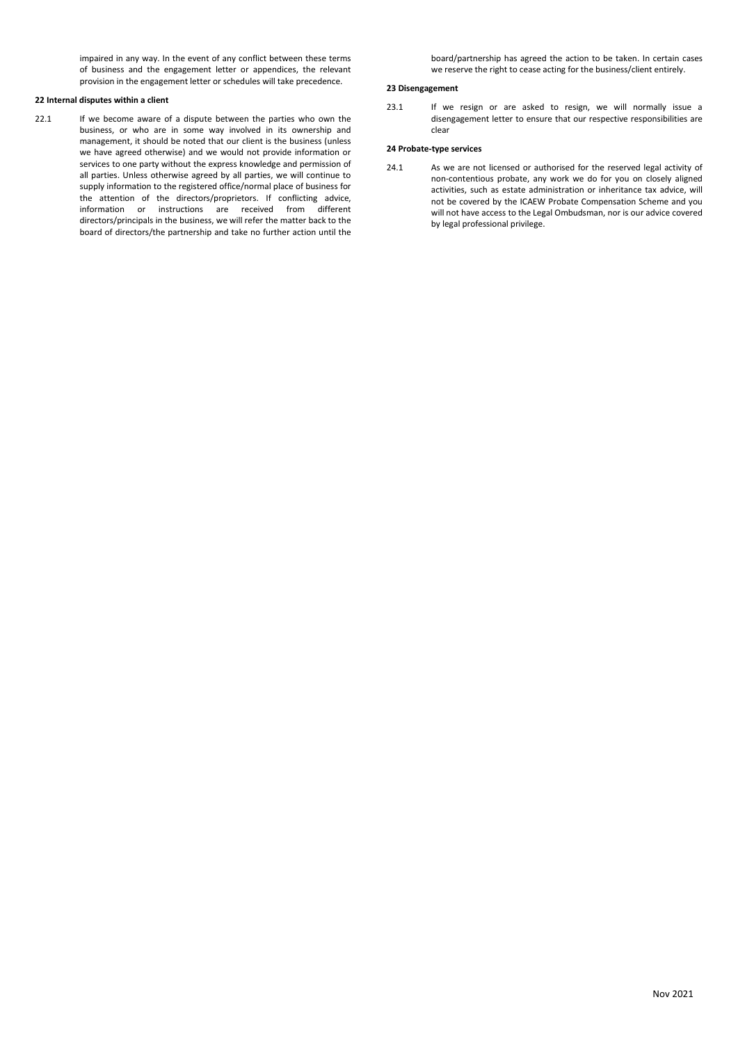impaired in any way. In the event of any conflict between these terms of business and the engagement letter or appendices, the relevant provision in the engagement letter or schedules will take precedence.

**22 Internal disputes within a client**

22.1 If we become aware of a dispute between the parties who own the business, or who are in some way involved in its ownership and management, it should be noted that our client is the business (unless we have agreed otherwise) and we would not provide information or services to one party without the express knowledge and permission of all parties. Unless otherwise agreed by all parties, we will continue to supply information to the registered office/normal place of business for the attention of the directors/proprietors. If conflicting advice, information or instructions are received from different directors/principals in the business, we will refer the matter back to the board of directors/the partnership and take no further action until the board/partnership has agreed the action to be taken. In certain cases we reserve the right to cease acting for the business/client entirely.

**23 Disengagement**

23.1 If we resign or are asked to resign, we will normally issue a disengagement letter to ensure that our respective responsibilities are clear

**24 Probate-type services**

24.1 As we are not licensed or authorised for the reserved legal activity of non-contentious probate, any work we do for you on closely aligned activities, such as estate administration or inheritance tax advice, will not be covered by the ICAEW Probate Compensation Scheme and you will not have access to the Legal Ombudsman, nor is our advice covered by legal professional privilege.

Nov 2021